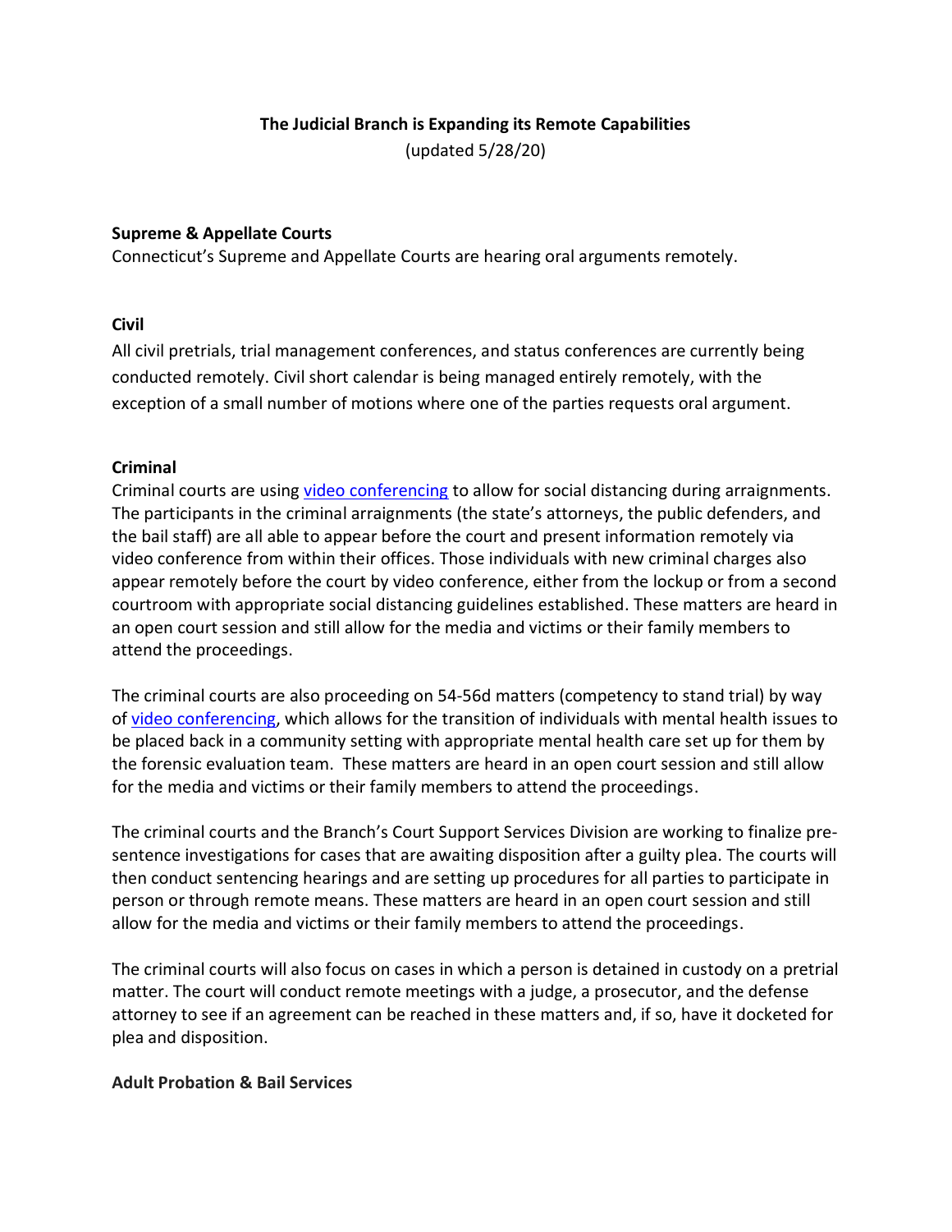# The Judicial Branch is Expanding its Remote Capabilities

(updated 5/28/20)

### Supreme & Appellate Courts

Connecticut's Supreme and Appellate Courts are hearing oral arguments remotely.

### Civil

All civil pretrials, trial management conferences, and status conferences are currently being conducted remotely. Civil short calendar is being managed entirely remotely, with the exception of a small number of motions where one of the parties requests oral argument.

### Criminal

Criminal courts are using video conferencing to allow for social distancing during arraignments. The participants in the criminal arraignments (the state's attorneys, the public defenders, and the bail staff) are all able to appear before the court and present information remotely via video conference from within their offices. Those individuals with new criminal charges also appear remotely before the court by video conference, either from the lockup or from a second courtroom with appropriate social distancing guidelines established. These matters are heard in an open court session and still allow for the media and victims or their family members to attend the proceedings.

The criminal courts are also proceeding on 54-56d matters (competency to stand trial) by way of video conferencing, which allows for the transition of individuals with mental health issues to be placed back in a community setting with appropriate mental health care set up for them by the forensic evaluation team. These matters are heard in an open court session and still allow for the media and victims or their family members to attend the proceedings.

The criminal courts and the Branch's Court Support Services Division are working to finalize pre-sentence investigations for cases that are awaiting disposition after a guilty plea. The courts will then conduct sentencing hearings and are setting up procedures for all parties to participate in person or through remote means. These matters are heard in an open court session and still allow for the media and victims or their family members to attend the proceedings.

The criminal courts will also focus on cases in which a person is detained in custody on a pretrial matter. The court will conduct remote meetings with a judge, a prosecutor, and the defense attorney to see if an agreement can be reached in these matters and, if so, have it docketed for plea and disposition.

### Adult Probation & Bail Services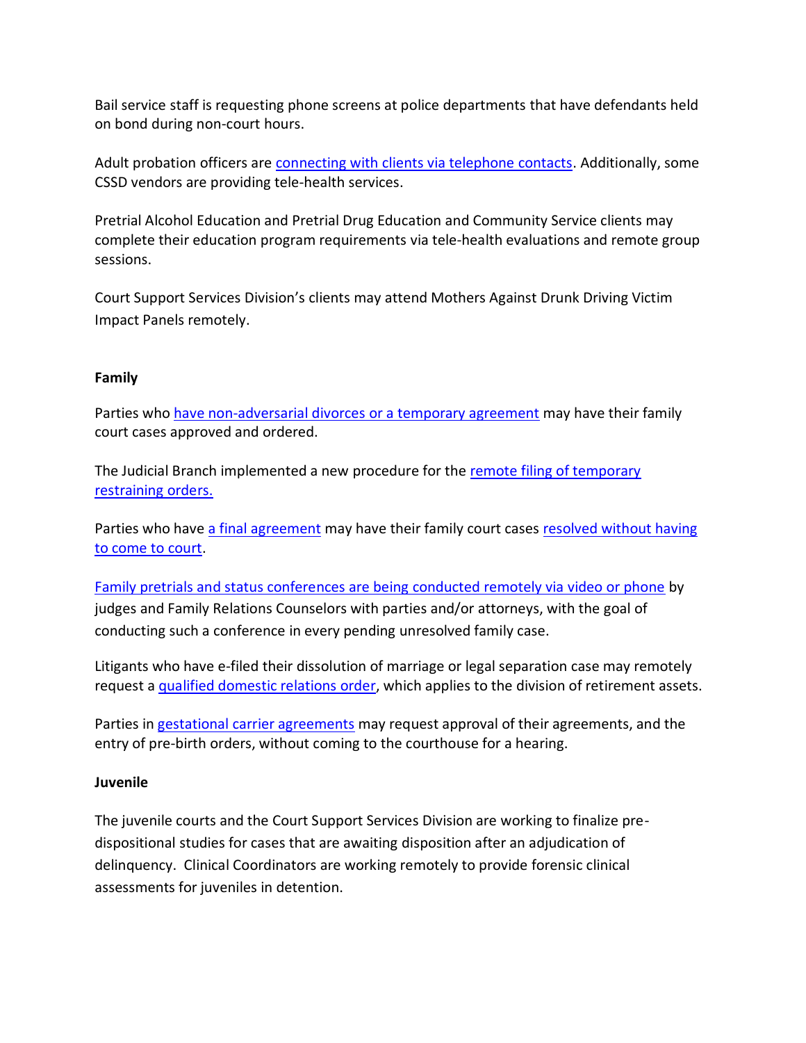Bail service staff is requesting phone screens at police departments that have defendants held on bond during non-court hours.

Adult probation officers are connecting with clients via telephone contacts. Additionally, some CSSD vendors are providing tele-health services.

Pretrial Alcohol Education and Pretrial Drug Education and Community Service clients may complete their education program requirements via tele-health evaluations and remote group sessions.

Court Support Services Division's clients may attend Mothers Against Drunk Driving Victim Impact Panels remotely.

**Family**

Parties who have non-adversarial divorces or a temporary agreement may have their family court cases approved and ordered.

The Judicial Branch implemented a new procedure for the remote filing of temporary restraining orders.

Parties who have a final agreement may have their family court cases resolved without having to come to court.

Family pretrials and status conferences are being conducted remotely via video or phone by judges and Family Relations Counselors with parties and/or attorneys, with the goal of conducting such a conference in every pending unresolved family case.

Litigants who have e-filed their dissolution of marriage or legal separation case may remotely request a qualified domestic relations order, which applies to the division of retirement assets.

Parties in gestational carrier agreements may request approval of their agreements, and the entry of pre-birth orders, without coming to the courthouse for a hearing.

**Juvenile**

The juvenile courts and the Court Support Services Division are working to finalize pre-dispositional studies for cases that are awaiting disposition after an adjudication of delinquency. Clinical Coordinators are working remotely to provide forensic clinical assessments for juveniles in detention.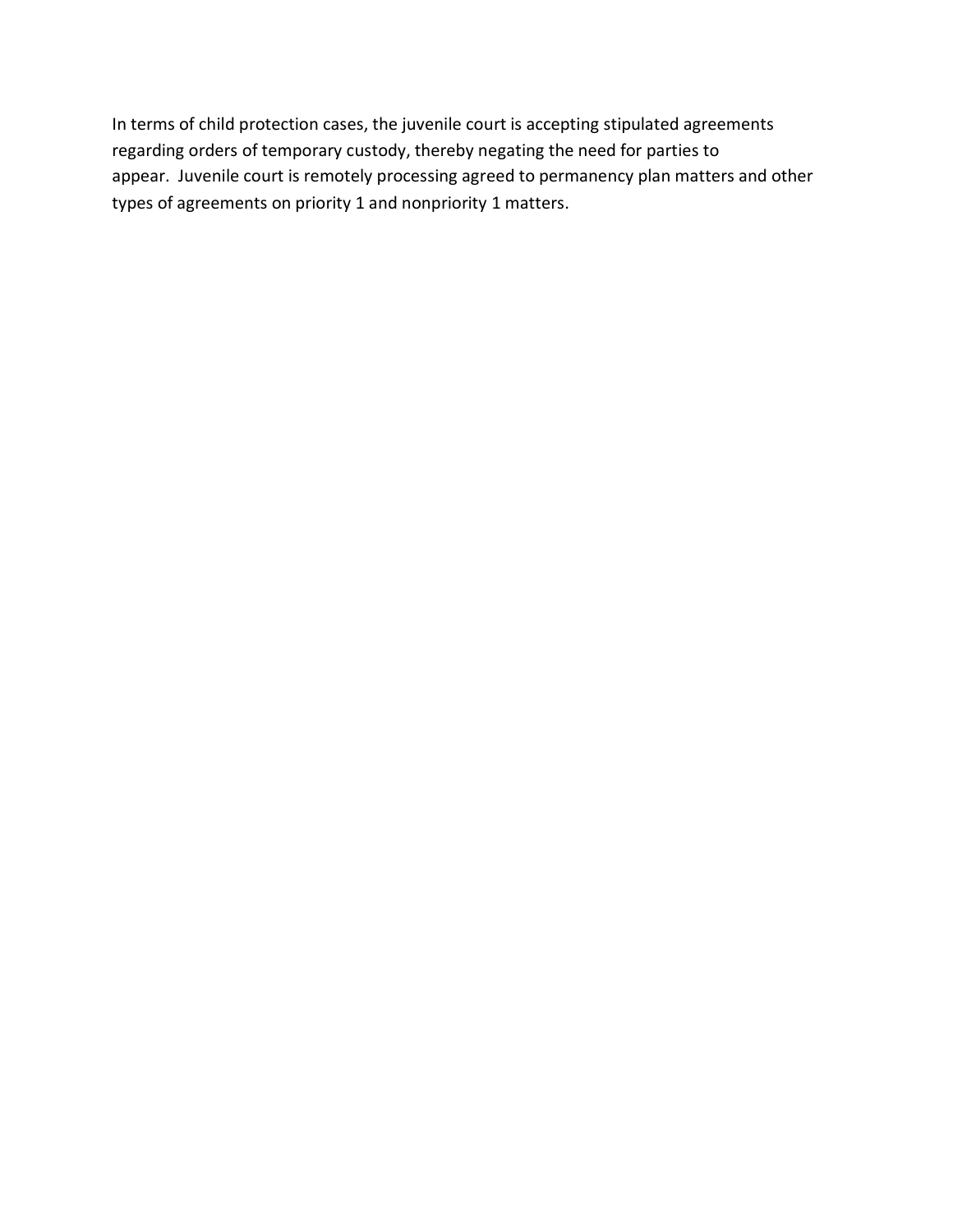In terms of child protection cases, the juvenile court is accepting stipulated agreements regarding orders of temporary custody, thereby negating the need for parties to appear. Juvenile court is remotely processing agreed to permanency plan matters and other types of agreements on priority 1 and nonpriority 1 matters.